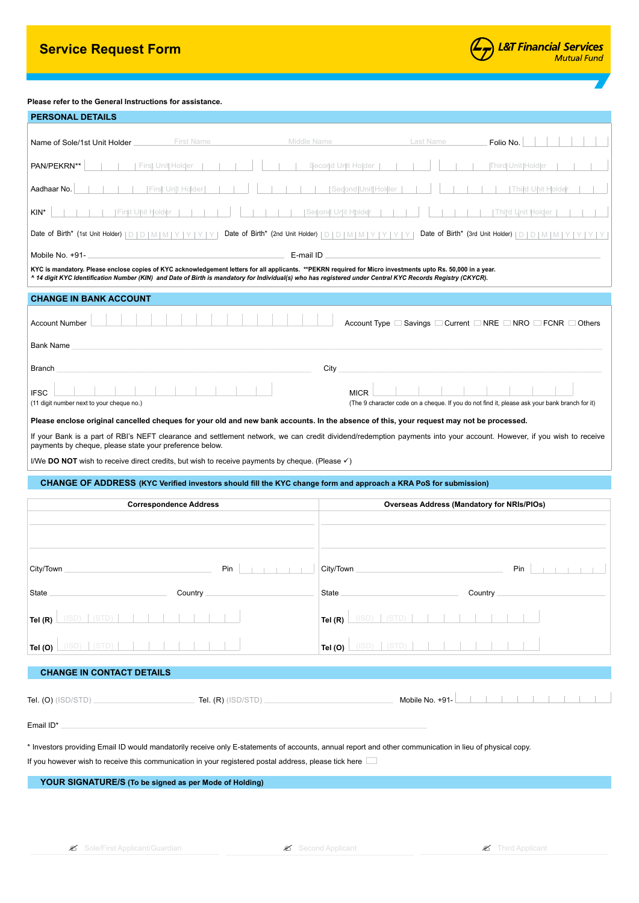# Service Request Form

L&T Financial Services
Mutual Fund

**Please refer to the General Instructions for assistance.**

## PERSONAL DETAILS

Name of Sole/1st Unit Holder ______ First Name ______ Middle Name ______ Last Name ______ Folio No. ______

PAN/PEKRN** | First Unit Holder | Second Unit Holder | Third Unit Holder |

Aadhaar No. | First Unit Holder | Second Unit Holder | Third Unit Holder |

KIN* | First Unit Holder | Second Unit Holder | Third Unit Holder |

Date of Birth* (1st Unit Holder) D D M M Y Y Y Y Date of Birth* (2nd Unit Holder) D D M M Y Y Y Y Date of Birth* (3rd Unit Holder) D D M M Y Y Y Y

Mobile No. +91- ______ E-mail ID ______

**KYC is mandatory. Please enclose copies of KYC acknowledgement letters for all applicants. **PEKRN required for Micro investments upto Rs. 50,000 in a year.**
***^ 14 digit KYC Identification Number (KIN) and Date of Birth is mandatory for Individual(s) who has registered under Central KYC Records Registry (CKYCR).***

## CHANGE IN BANK ACCOUNT

Account Number ______ Account Type ☐ Savings ☐ Current ☐ NRE ☐ NRO ☐ FCNR ☐ Others

Bank Name ______

Branch ______ City ______

IFSC ______ MICR ______
(11 digit number next to your cheque no.) (The 9 character code on a cheque. If you do not find it, please ask your bank branch for it)

**Please enclose original cancelled cheques for your old and new bank accounts. In the absence of this, your request may not be processed.**

If your Bank is a part of RBI's NEFT clearance and settlement network, we can credit dividend/redemption payments into your account. However, if you wish to receive payments by cheque, please state your preference below.

I/We **DO NOT** wish to receive direct credits, but wish to receive payments by cheque. (Please ✓)

## CHANGE OF ADDRESS (KYC Verified investors should fill the KYC change form and approach a KRA PoS for submission)

| Correspondence Address | Overseas Address (Mandatory for NRIs/PIOs) |
|---|---|
| | |
| City/Town ______ Pin ______ | City/Town ______ Pin ______ |
| State ______ Country ______ | State ______ Country ______ |
| **Tel (R)** (ISD) (STD) ______ | **Tel (R)** (ISD) (STD) ______ |
| **Tel (O)** (ISD) (STD) ______ | **Tel (O)** (ISD) (STD) ______ |

## CHANGE IN CONTACT DETAILS

Tel. (O) (ISD/STD) ______ Tel. (R) (ISD/STD) ______ Mobile No. +91- ______

Email ID* ______

\* Investors providing Email ID would mandatorily receive only E-statements of accounts, annual report and other communication in lieu of physical copy.

If you however wish to receive this communication in your registered postal address, please tick here ☐

## YOUR SIGNATURE/S (To be signed as per Mode of Holding)

| Sole/First Applicant/Guardian | Second Applicant | Third Applicant |
|---|---|---|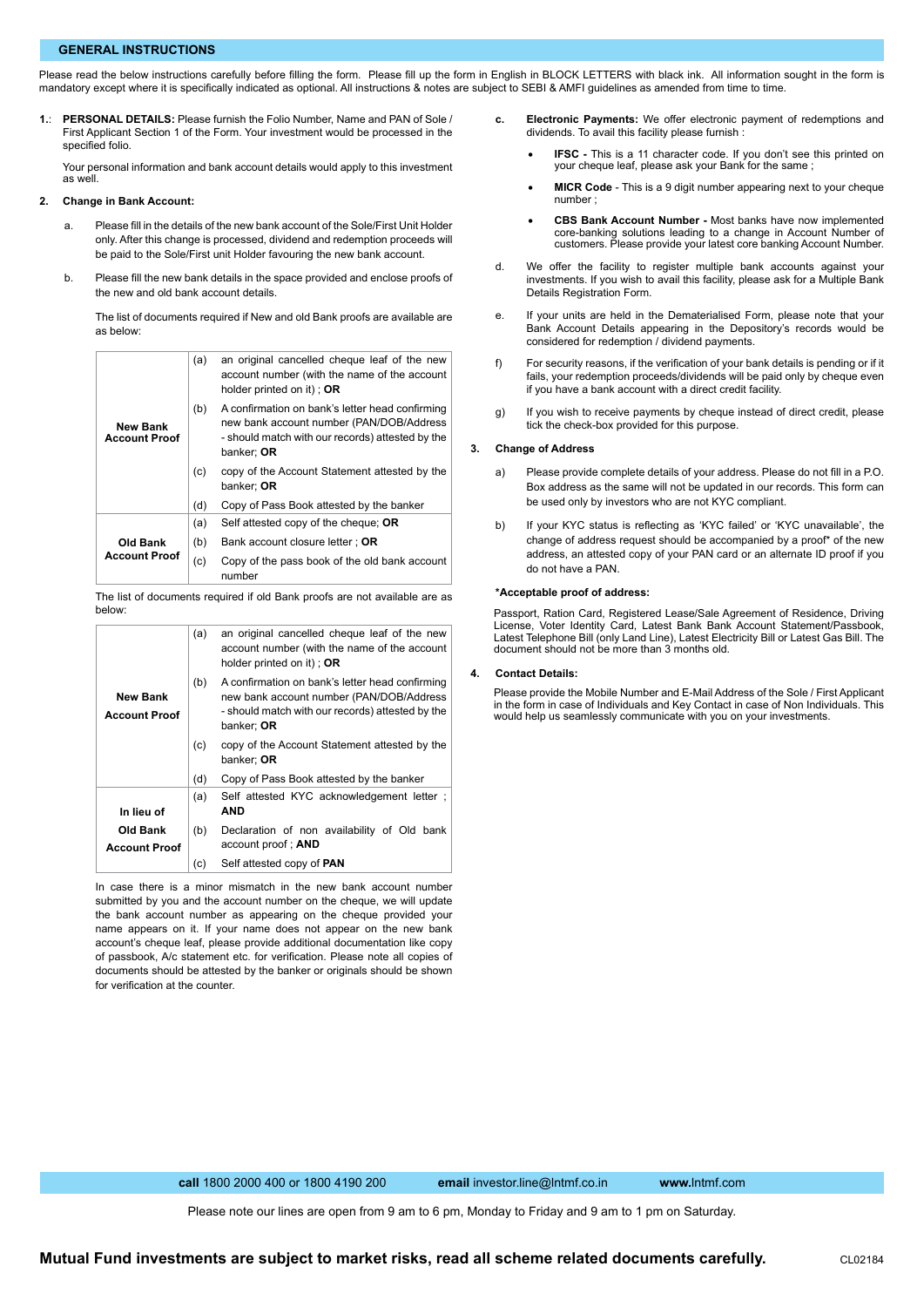## GENERAL INSTRUCTIONS

Please read the below instructions carefully before filling the form. Please fill up the form in English in BLOCK LETTERS with black ink. All information sought in the form is mandatory except where it is specifically indicated as optional. All instructions & notes are subject to SEBI & AMFI guidelines as amended from time to time.

**1.**: **PERSONAL DETAILS:** Please furnish the Folio Number, Name and PAN of Sole / First Applicant Section 1 of the Form. Your investment would be processed in the specified folio.

Your personal information and bank account details would apply to this investment as well.

**2. Change in Bank Account:**

a. Please fill in the details of the new bank account of the Sole/First Unit Holder only. After this change is processed, dividend and redemption proceeds will be paid to the Sole/First unit Holder favouring the new bank account.

b. Please fill the new bank details in the space provided and enclose proofs of the new and old bank account details.

The list of documents required if New and old Bank proofs are available are as below:

| | | |
|---|---|---|
| **New Bank Account Proof** | (a) | an original cancelled cheque leaf of the new account number (with the name of the account holder printed on it) ; **OR** |
| | (b) | A confirmation on bank's letter head confirming new bank account number (PAN/DOB/Address - should match with our records) attested by the banker; **OR** |
| | (c) | copy of the Account Statement attested by the banker; **OR** |
| | (d) | Copy of Pass Book attested by the banker |
| **Old Bank Account Proof** | (a) | Self attested copy of the cheque; **OR** |
| | (b) | Bank account closure letter ; **OR** |
| | (c) | Copy of the pass book of the old bank account number |

The list of documents required if old Bank proofs are not available are as below:

| | | |
|---|---|---|
| **New Bank Account Proof** | (a) | an original cancelled cheque leaf of the new account number (with the name of the account holder printed on it) ; **OR** |
| | (b) | A confirmation on bank's letter head confirming new bank account number (PAN/DOB/Address - should match with our records) attested by the banker; **OR** |
| | (c) | copy of the Account Statement attested by the banker; **OR** |
| | (d) | Copy of Pass Book attested by the banker |
| **In lieu of Old Bank Account Proof** | (a) | Self attested KYC acknowledgement letter ; **AND** |
| | (b) | Declaration of non availability of Old bank account proof ; **AND** |
| | (c) | Self attested copy of **PAN** |

In case there is a minor mismatch in the new bank account number submitted by you and the account number on the cheque, we will update the bank account number as appearing on the cheque provided your name appears on it. If your name does not appear on the new bank account's cheque leaf, please provide additional documentation like copy of passbook, A/c statement etc. for verification. Please note all copies of documents should be attested by the banker or originals should be shown for verification at the counter.

**c. Electronic Payments:** We offer electronic payment of redemptions and dividends. To avail this facility please furnish :

- **IFSC -** This is a 11 character code. If you don't see this printed on your cheque leaf, please ask your Bank for the same ;
- **MICR Code** - This is a 9 digit number appearing next to your cheque number ;
- **CBS Bank Account Number -** Most banks have now implemented core-banking solutions leading to a change in Account Number of customers. Please provide your latest core banking Account Number.

d. We offer the facility to register multiple bank accounts against your investments. If you wish to avail this facility, please ask for a Multiple Bank Details Registration Form.

e. If your units are held in the Dematerialised Form, please note that your Bank Account Details appearing in the Depository's records would be considered for redemption / dividend payments.

f) For security reasons, if the verification of your bank details is pending or if it fails, your redemption proceeds/dividends will be paid only by cheque even if you have a bank account with a direct credit facility.

g) If you wish to receive payments by cheque instead of direct credit, please tick the check-box provided for this purpose.

**3. Change of Address**

a) Please provide complete details of your address. Please do not fill in a P.O. Box address as the same will not be updated in our records. This form can be used only by investors who are not KYC compliant.

b) If your KYC status is reflecting as 'KYC failed' or 'KYC unavailable', the change of address request should be accompanied by a proof* of the new address, an attested copy of your PAN card or an alternate ID proof if you do not have a PAN.

**\*Acceptable proof of address:**

Passport, Ration Card, Registered Lease/Sale Agreement of Residence, Driving License, Voter Identity Card, Latest Bank Bank Account Statement/Passbook, Latest Telephone Bill (only Land Line), Latest Electricity Bill or Latest Gas Bill. The document should not be more than 3 months old.

**4. Contact Details:**

Please provide the Mobile Number and E-Mail Address of the Sole / First Applicant in the form in case of Individuals and Key Contact in case of Non Individuals. This would help us seamlessly communicate with you on your investments.

**call** 1800 2000 400 or 1800 4190 200 **email** investor.line@lntmf.co.in **www.**lntmf.com

Please note our lines are open from 9 am to 6 pm, Monday to Friday and 9 am to 1 pm on Saturday.

**Mutual Fund investments are subject to market risks, read all scheme related documents carefully.**

CL02184